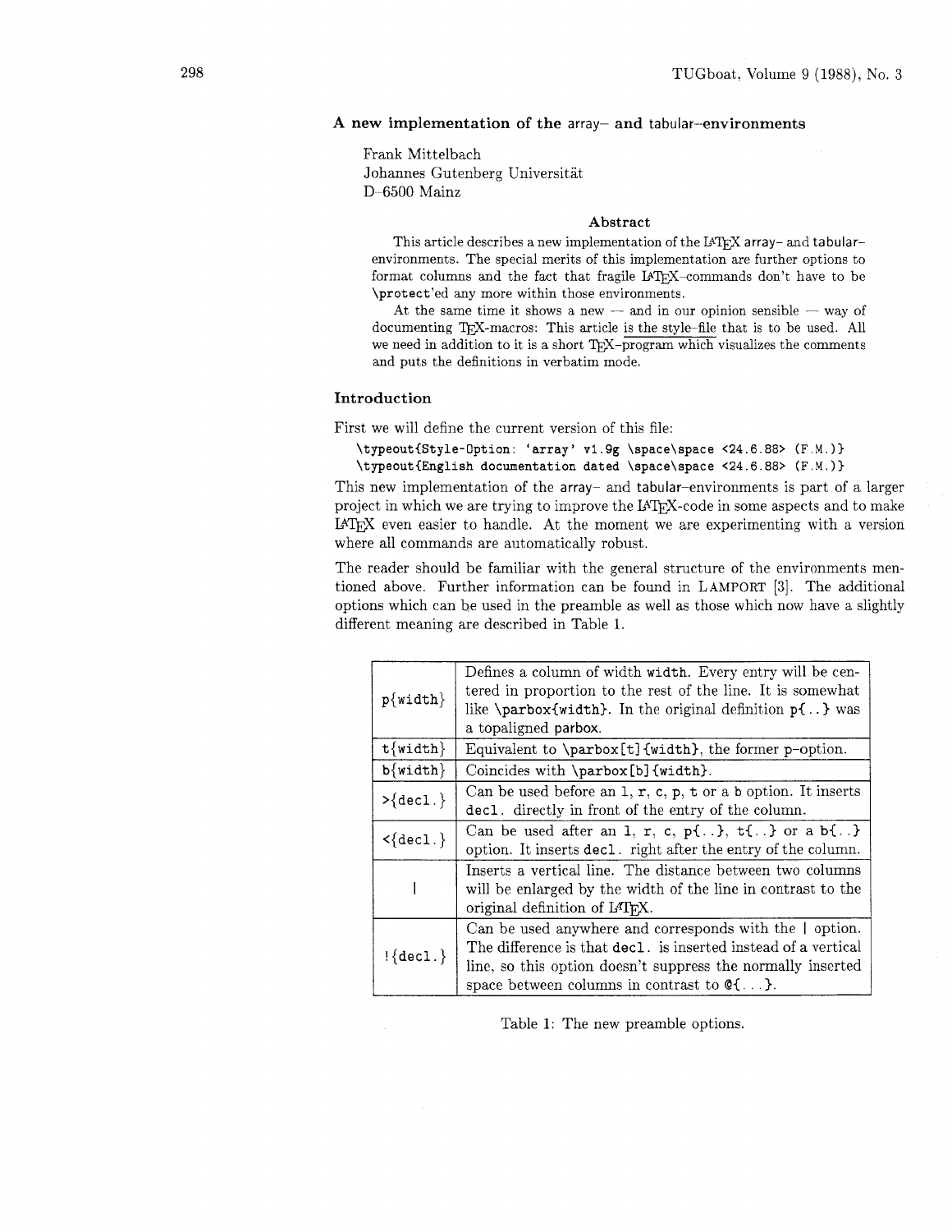## A new implementation of the array– and tabular–environments

Frank Mittelbach
Johannes Gutenberg Universität
D–6500 Mainz

### Abstract

This article describes a new implementation of the LaTeX array– and tabular–environments. The special merits of this implementation are further options to format columns and the fact that fragile LaTeX–commands don't have to be `\protect`'ed any more within those environments.

At the same time it shows a new — and in our opinion sensible — way of documenting TeX-macros: This article is the style–file that is to be used. All we need in addition to it is a short TeX–program which visualizes the comments and puts the definitions in verbatim mode.

### Introduction

First we will define the current version of this file:

```
\typeout{Style-Option: 'array' v1.9g \space\space <24.6.88> (F.M.)}
\typeout{English documentation dated \space\space <24.6.88> (F.M.)}
```

This new implementation of the array– and tabular–environments is part of a larger project in which we are trying to improve the LaTeX-code in some aspects and to make LaTeX even easier to handle. At the moment we are experimenting with a version where all commands are automatically robust.

The reader should be familiar with the general structure of the environments mentioned above. Further information can be found in LAMPORT [3]. The additional options which can be used in the preamble as well as those which now have a slightly different meaning are described in Table 1.

| Option | Description |
|---|---|
| `p{width}` | Defines a column of width `width`. Every entry will be centered in proportion to the rest of the line. It is somewhat like `\parbox{width}`. In the original definition `p{..}` was a topaligned parbox. |
| `t{width}` | Equivalent to `\parbox[t]{width}`, the former p-option. |
| `b{width}` | Coincides with `\parbox[b]{width}`. |
| `>{decl.}` | Can be used before an `l`, `r`, `c`, `p`, `t` or a `b` option. It inserts `decl.` directly in front of the entry of the column. |
| `<{decl.}` | Can be used after an `l`, `r`, `c`, `p{..}`, `t{..}` or a `b{..}` option. It inserts `decl.` right after the entry of the column. |
| `|` | Inserts a vertical line. The distance between two columns will be enlarged by the width of the line in contrast to the original definition of LaTeX. |
| `!{decl.}` | Can be used anywhere and corresponds with the `|` option. The difference is that `decl.` is inserted instead of a vertical line, so this option doesn't suppress the normally inserted space between columns in contrast to `@{...}`. |

Table 1: The new preamble options.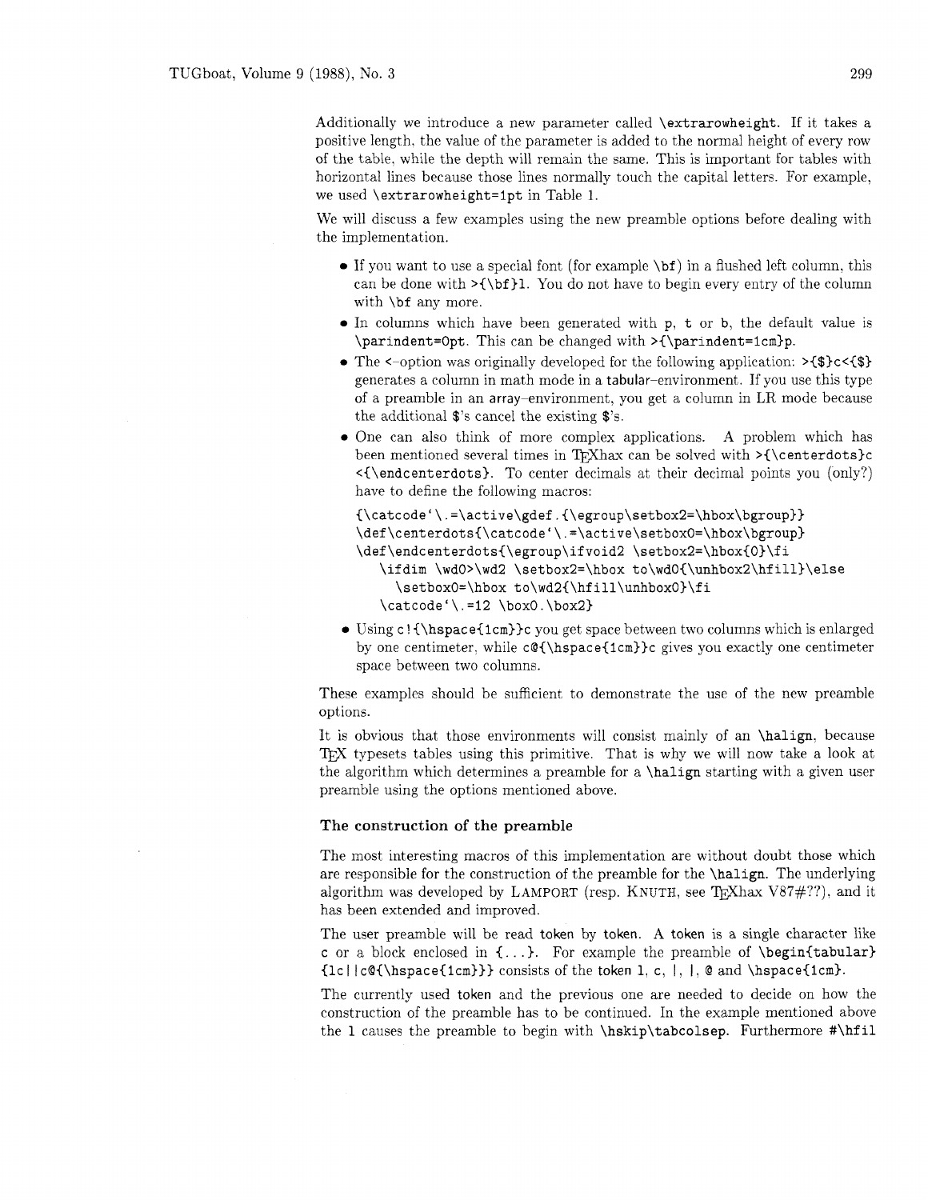Additionally we introduce a new parameter called `\extrarowheight`. If it takes a positive length, the value of the parameter is added to the normal height of every row of the table, while the depth will remain the same. This is important for tables with horizontal lines because those lines normally touch the capital letters. For example, we used `\extrarowheight=1pt` in Table 1.

We will discuss a few examples using the new preamble options before dealing with the implementation.

- If you want to use a special font (for example `\bf`) in a flushed left column, this can be done with `>{\bf}l`. You do not have to begin every entry of the column with `\bf` any more.
- In columns which have been generated with `p`, `t` or `b`, the default value is `\parindent=0pt`. This can be changed with `>{\parindent=1cm}p`.
- The `<`-option was originally developed for the following application: `>{$}c<{$}` generates a column in math mode in a tabular-environment. If you use this type of a preamble in an array-environment, you get a column in LR mode because the additional `$`'s cancel the existing `$`'s.
- One can also think of more complex applications. A problem which has been mentioned several times in TeXhax can be solved with `>{\centerdots}c <{\endcenterdots}`. To center decimals at their decimal points you (only?) have to define the following macros:

```
{\catcode`\.=\active\gdef.{\egroup\setbox2=\hbox\bgroup}}
\def\centerdots{\catcode`\.=\active\setbox0=\hbox\bgroup}
\def\endcenterdots{\egroup\ifvoid2 \setbox2=\hbox{0}\fi
   \ifdim \wd0>\wd2 \setbox2=\hbox to\wd0{\unhbox2\hfill}\else
     \setbox0=\hbox to\wd2{\hfill\unhbox0}\fi
   \catcode`\.=12 \box0.\box2}
```

- Using `c!{\hspace{1cm}}c` you get space between two columns which is enlarged by one centimeter, while `c@{\hspace{1cm}}c` gives you exactly one centimeter space between two columns.

These examples should be sufficient to demonstrate the use of the new preamble options.

It is obvious that those environments will consist mainly of an `\halign`, because TeX typesets tables using this primitive. That is why we will now take a look at the algorithm which determines a preamble for a `\halign` starting with a given user preamble using the options mentioned above.

### The construction of the preamble

The most interesting macros of this implementation are without doubt those which are responsible for the construction of the preamble for the `\halign`. The underlying algorithm was developed by LAMPORT (resp. KNUTH, see TeXhax V87#??), and it has been extended and improved.

The user preamble will be read token by token. A token is a single character like `c` or a block enclosed in `{...}`. For example the preamble of `\begin{tabular} {lc||c@{\hspace{1cm}}}` consists of the token `l`, `c`, `|`, `|`, `@` and `\hspace{1cm}`.

The currently used token and the previous one are needed to decide on how the construction of the preamble has to be continued. In the example mentioned above the `l` causes the preamble to begin with `\hskip\tabcolsep`. Furthermore `#\hfil`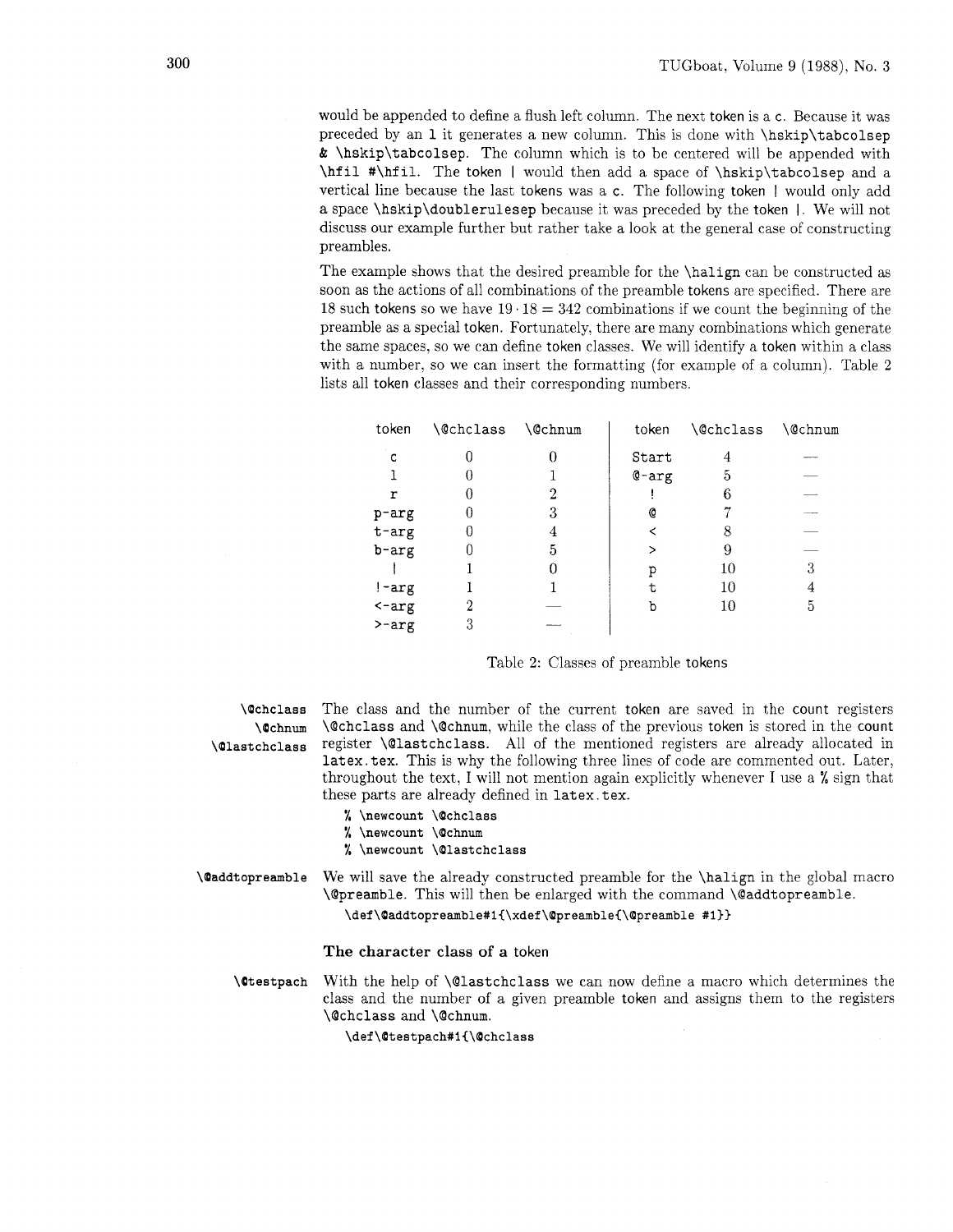would be appended to define a flush left column. The next token is a `c`. Because it was preceded by an `l` it generates a new column. This is done with `\hskip\tabcolsep & \hskip\tabcolsep`. The column which is to be centered will be appended with `\hfil #\hfil`. The token `|` would then add a space of `\hskip\tabcolsep` and a vertical line because the last tokens was a `c`. The following token `|` would only add a space `\hskip\doublerulesep` because it was preceded by the token `|`. We will not discuss our example further but rather take a look at the general case of constructing preambles.

The example shows that the desired preamble for the `\halign` can be constructed as soon as the actions of all combinations of the preamble tokens are specified. There are 18 such tokens so we have $19 \cdot 18 = 342$ combinations if we count the beginning of the preamble as a special token. Fortunately, there are many combinations which generate the same spaces, so we can define token classes. We will identify a token within a class with a number, so we can insert the formatting (for example of a column). Table 2 lists all token classes and their corresponding numbers.

| token | `\@chclass` | `\@chnum` | token | `\@chclass` | `\@chnum` |
|---|---|---|---|---|---|
| `c` | 0 | 0 | Start | 4 | — |
| `l` | 0 | 1 | `@-arg` | 5 | — |
| `r` | 0 | 2 | `!` | 6 | — |
| `p-arg` | 0 | 3 | `@` | 7 | — |
| `t-arg` | 0 | 4 | `<` | 8 | — |
| `b-arg` | 0 | 5 | `>` | 9 | — |
| `\|` | 1 | 0 | `p` | 10 | 3 |
| `!-arg` | 1 | 1 | `t` | 10 | 4 |
| `<-arg` | 2 | — | `b` | 10 | 5 |
| `>-arg` | 3 | — | | | |

Table 2: Classes of preamble tokens

**`\@chclass`** **`\@chnum`** **`\@lastchclass`** The class and the number of the current token are saved in the count registers `\@chclass` and `\@chnum`, while the class of the previous token is stored in the count register `\@lastchclass`. All of the mentioned registers are already allocated in `latex.tex`. This is why the following three lines of code are commented out. Later, throughout the text, I will not mention again explicitly whenever I use a % sign that these parts are already defined in `latex.tex`.

```
% \newcount \@chclass
% \newcount \@chnum
% \newcount \@lastchclass
```

**`\@addtopreamble`** We will save the already constructed preamble for the `\halign` in the global macro `\@preamble`. This will then be enlarged with the command `\@addtopreamble`.

```
\def\@addtopreamble#1{\xdef\@preamble{\@preamble #1}}
```

### The character class of a token

**`\@testpach`** With the help of `\@lastchclass` we can now define a macro which determines the class and the number of a given preamble token and assigns them to the registers `\@chclass` and `\@chnum`.

```
\def\@testpach#1{\@chclass
```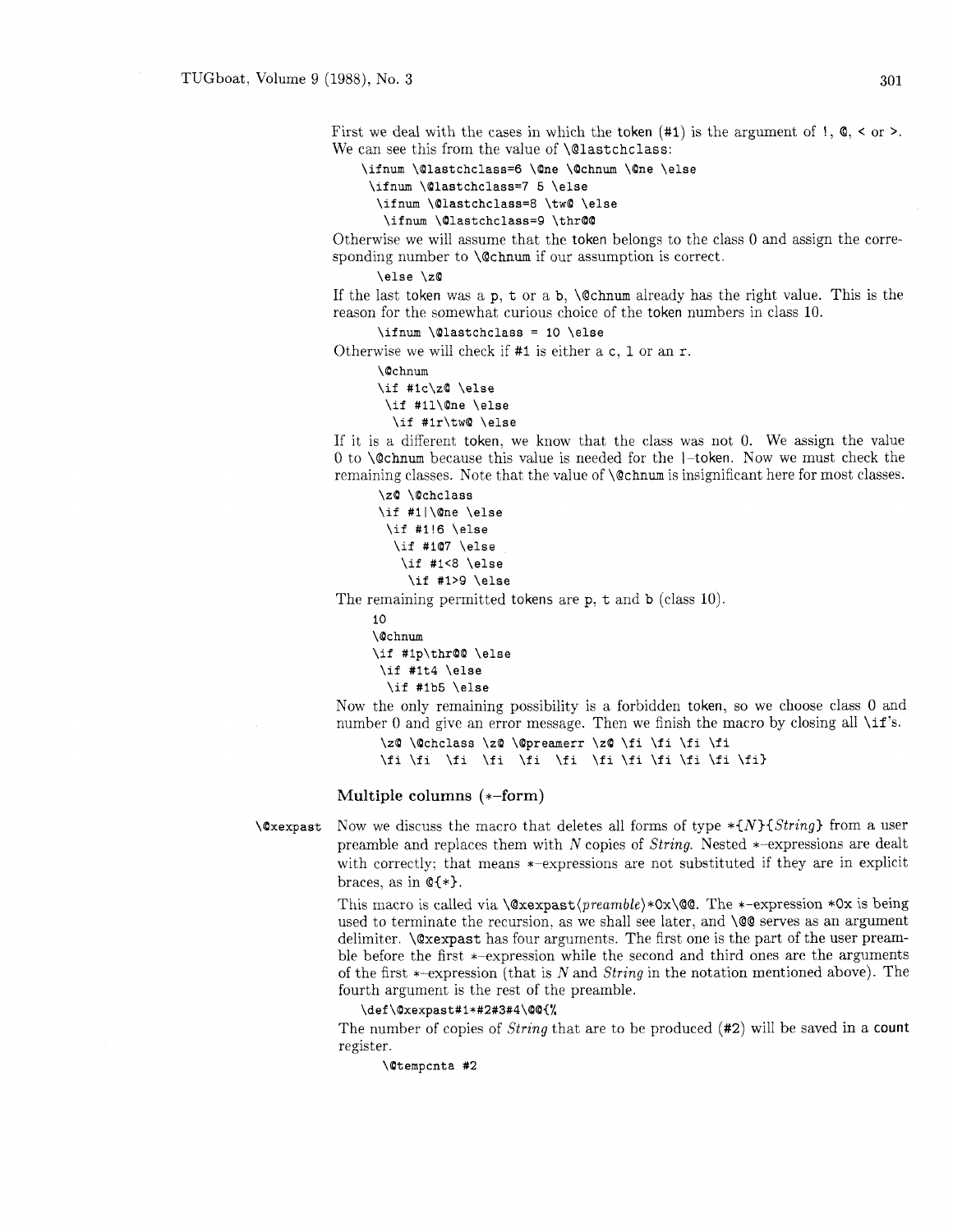First we deal with the cases in which the token (#1) is the argument of !, @, < or >. We can see this from the value of \@lastchclass:

```
\ifnum \@lastchclass=6 \@ne \@chnum \@ne \else
 \ifnum \@lastchclass=7 5 \else
  \ifnum \@lastchclass=8 \tw@ \else
   \ifnum \@lastchclass=9 \thr@@
```

Otherwise we will assume that the token belongs to the class 0 and assign the corresponding number to \@chnum if our assumption is correct.

```
   \else \z@
```

If the last token was a p, t or a b, \@chnum already has the right value. This is the reason for the somewhat curious choice of the token numbers in class 10.

```
   \ifnum \@lastchclass = 10 \else
```

Otherwise we will check if #1 is either a c, l or an r.

```
   \@chnum
   \if #1c\z@ \else
    \if #1l\@ne \else
     \if #1r\tw@ \else
```

If it is a different token, we know that the class was not 0. We assign the value 0 to \@chnum because this value is needed for the |–token. Now we must check the remaining classes. Note that the value of \@chnum is insignificant here for most classes.

```
   \z@ \@chclass
   \if #1|\@ne \else
    \if #1!6 \else
     \if #1@7 \else
      \if #1<8 \else
       \if #1>9 \else
```

The remaining permitted tokens are p, t and b (class 10).

```
   10
   \@chnum
   \if #1p\thr@@ \else
    \if #1t4 \else
     \if #1b5 \else
```

Now the only remaining possibility is a forbidden token, so we choose class 0 and number 0 and give an error message. Then we finish the macro by closing all \if's.

```
   \z@ \@chclass \z@ \@preamerr \z@ \fi \fi \fi \fi
   \fi \fi  \fi  \fi  \fi  \fi  \fi \fi \fi \fi \fi \fi}
```

## Multiple columns (*–form)

**\@xexpast** Now we discuss the macro that deletes all forms of type *{*N*}{*String*} from a user preamble and replaces them with *N* copies of *String*. Nested *–expressions are dealt with correctly; that means *–expressions are not substituted if they are in explicit braces, as in @{*}.

This macro is called via \@xexpast⟨*preamble*⟩*0x\@@. The *–expression *0x is being used to terminate the recursion, as we shall see later, and \@@ serves as an argument delimiter. \@xexpast has four arguments. The first one is the part of the user preamble before the first *–expression while the second and third ones are the arguments of the first *–expression (that is *N* and *String* in the notation mentioned above). The fourth argument is the rest of the preamble.

```
\def\@xexpast#1*#2#3#4\@@{%
```

The number of copies of *String* that are to be produced (#2) will be saved in a count register.

```
   \@tempcnta #2
```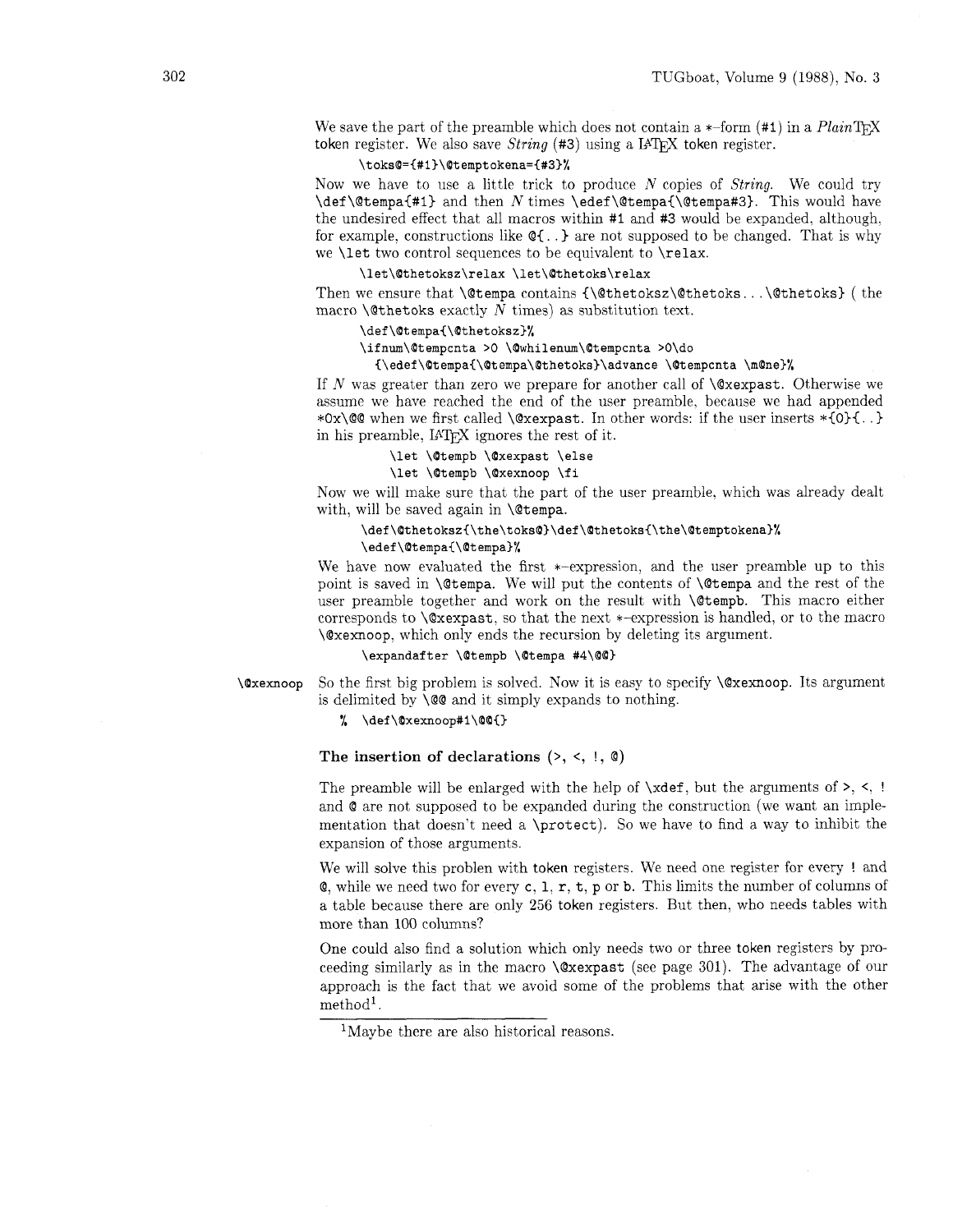We save the part of the preamble which does not contain a ∗–form (`#1`) in a *PlainTeX* token register. We also save *String* (`#3`) using a LaTeX token register.

```
\toks@={#1}\@temptokena={#3}%
```

Now we have to use a little trick to produce *N* copies of *String*. We could try `\def\@tempa{#1}` and then *N* times `\edef\@tempa{\@tempa#3}`. This would have the undesired effect that all macros within `#1` and `#3` would be expanded, although, for example, constructions like `@{..}` are not supposed to be changed. That is why we `\let` two control sequences to be equivalent to `\relax`.

```
\let\@thetoksz\relax \let\@thetoks\relax
```

Then we ensure that `\@tempa` contains `{\@thetoksz\@thetoks...\@thetoks}` ( the macro `\@thetoks` exactly *N* times) as substitution text.

```
\def\@tempa{\@thetoksz}%
\ifnum\@tempcnta >0 \@whilenum\@tempcnta >0\do
  {\edef\@tempa{\@tempa\@thetoks}\advance \@tempcnta \m@ne}%
```

If *N* was greater than zero we prepare for another call of `\@xexpast`. Otherwise we assume we have reached the end of the user preamble, because we had appended `*0x\@@` when we first called `\@xexpast`. In other words: if the user inserts `*{0}{..}` in his preamble, LaTeX ignores the rest of it.

```
\let \@tempb \@xexpast \else
\let \@tempb \@xexnoop \fi
```

Now we will make sure that the part of the user preamble, which was already dealt with, will be saved again in `\@tempa`.

```
\def\@thetoksz{\the\toks@}\def\@thetoks{\the\@temptokena}%
\edef\@tempa{\@tempa}%
```

We have now evaluated the first ∗–expression, and the user preamble up to this point is saved in `\@tempa`. We will put the contents of `\@tempa` and the rest of the user preamble together and work on the result with `\@tempb`. This macro either corresponds to `\@xexpast`, so that the next ∗–expression is handled, or to the macro `\@xexnoop`, which only ends the recursion by deleting its argument.

```
\expandafter \@tempb \@tempa #4\@@}
```

`\@xexnoop` So the first big problem is solved. Now it is easy to specify `\@xexnoop`. Its argument is delimited by `\@@` and it simply expands to nothing.

```
% \def\@xexnoop#1\@@{}
```

### The insertion of declarations (>, <, !, @)

The preamble will be enlarged with the help of `\xdef`, but the arguments of `>`, `<`, `!` and `@` are not supposed to be expanded during the construction (we want an implementation that doesn't need a `\protect`). So we have to find a way to inhibit the expansion of those arguments.

We will solve this problen with token registers. We need one register for every `!` and `@`, while we need two for every `c`, `l`, `r`, `t`, `p` or `b`. This limits the number of columns of a table because there are only 256 token registers. But then, who needs tables with more than 100 columns?

One could also find a solution which only needs two or three token registers by proceeding similarly as in the macro `\@xexpast` (see page 301). The advantage of our approach is the fact that we avoid some of the problems that arise with the other method[1].

[1] Maybe there are also historical reasons.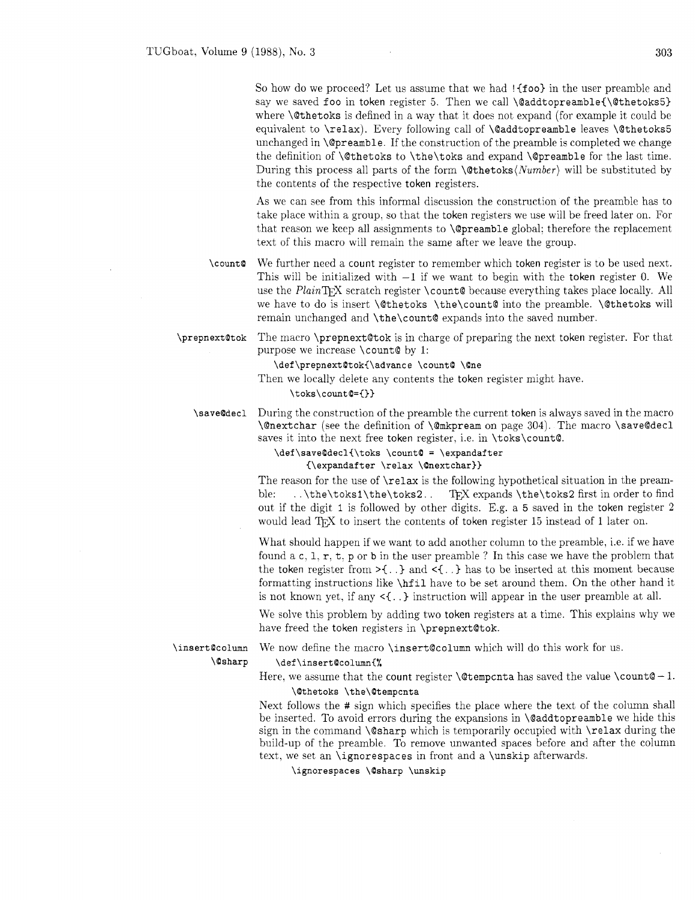So how do we proceed? Let us assume that we had `!{foo}` in the user preamble and say we saved `foo` in token register 5. Then we call `\@addtopreamble{\@thetoks5}` where `\@thetoks` is defined in a way that it does not expand (for example it could be equivalent to `\relax`). Every following call of `\@addtopreamble` leaves `\@thetoks5` unchanged in `\@preamble`. If the construction of the preamble is completed we change the definition of `\@thetoks` to `\the\toks` and expand `\@preamble` for the last time. During this process all parts of the form `\@thetoks`⟨*Number*⟩ will be substituted by the contents of the respective token registers.

As we can see from this informal discussion the construction of the preamble has to take place within a group, so that the token registers we use will be freed later on. For that reason we keep all assignments to `\@preamble` global; therefore the replacement text of this macro will remain the same after we leave the group.

**`\count@`** We further need a count register to remember which token register is to be used next. This will be initialized with $-1$ if we want to begin with the token register 0. We use the *Plain*TeX scratch register `\count@` because everything takes place locally. All we have to do is insert `\@thetoks \the\count@` into the preamble. `\@thetoks` will remain unchanged and `\the\count@` expands into the saved number.

**`\prepnext@tok`** The macro `\prepnext@tok` is in charge of preparing the next token register. For that purpose we increase `\count@` by 1:

```
\def\prepnext@tok{\advance \count@ \@ne
```

Then we locally delete any contents the token register might have.

```
\toks\count@={}}
```

**`\save@decl`** During the construction of the preamble the current token is always saved in the macro `\@nextchar` (see the definition of `\@mkpream` on page 304). The macro `\save@decl` saves it into the next free token register, i.e. in `\toks\count@`.

```
\def\save@decl{\toks \count@ = \expandafter
      {\expandafter \relax \@nextchar}}
```

The reason for the use of `\relax` is the following hypothetical situation in the preamble: `..\the\toks1\the\toks2..` TeX expands `\the\toks2` first in order to find out if the digit `1` is followed by other digits. E.g. a `5` saved in the token register 2 would lead TeX to insert the contents of token register 15 instead of 1 later on.

What should happen if we want to add another column to the preamble, i.e. if we have found a `c`, `l`, `r`, `t`, `p` or `b` in the user preamble ? In this case we have the problem that the token register from `>{..}` and `<{..}` has to be inserted at this moment because formatting instructions like `\hfil` have to be set around them. On the other hand it is not known yet, if any `<{..}` instruction will appear in the user preamble at all.

We solve this problem by adding two token registers at a time. This explains why we have freed the token registers in `\prepnext@tok`.

**`\insert@column`** **`\@sharp`** We now define the macro `\insert@column` which will do this work for us.

```
\def\insert@column{%
```

Here, we assume that the count register `\@tempcnta` has saved the value `\count@` $-\,1$.

```
\@thetoks \the\@tempcnta
```

Next follows the `#` sign which specifies the place where the text of the column shall be inserted. To avoid errors during the expansions in `\@addtopreamble` we hide this sign in the command `\@sharp` which is temporarily occupied with `\relax` during the build-up of the preamble. To remove unwanted spaces before and after the column text, we set an `\ignorespaces` in front and a `\unskip` afterwards.

```
\ignorespaces \@sharp \unskip
```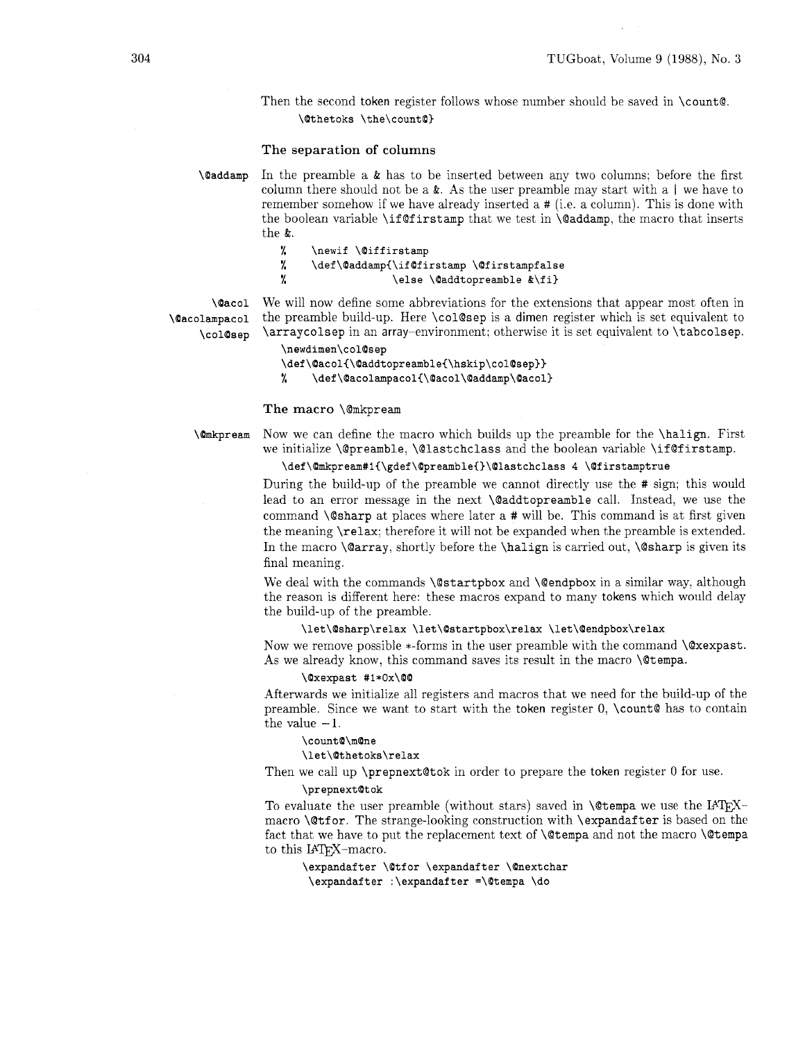Then the second token register follows whose number should be saved in `\count@`.

```
\@thetoks \the\count@}
```

### The separation of columns

**`\@addamp`** In the preamble a `&` has to be inserted between any two columns; before the first column there should not be a `&`. As the user preamble may start with a `|` we have to remember somehow if we have already inserted a `#` (i.e. a column). This is done with the boolean variable `\if@firstamp` that we test in `\@addamp`, the macro that inserts the `&`.

```
%    \newif \@iffirstamp
%    \def\@addamp{\if@firstamp \@firstampfalse
%                 \else \@addtopreamble &\fi}
```

**`\@acol`** **`\@acolampacol`** **`\col@sep`** We will now define some abbreviations for the extensions that appear most often in the preamble build-up. Here `\col@sep` is a dimen register which is set equivalent to `\arraycolsep` in an array–environment; otherwise it is set equivalent to `\tabcolsep`.

```
\newdimen\col@sep
\def\@acol{\@addtopreamble{\hskip\col@sep}}
%    \def\@acolampacol{\@acol\@addamp\@acol}
```

### The macro \@mkpream

**`\@mkpream`** Now we can define the macro which builds up the preamble for the `\halign`. First we initialize `\@preamble`, `\@lastchclass` and the boolean variable `\if@firstamp`.

```
\def\@mkpream#1{\gdef\@preamble{}\@lastchclass 4 \@firstamptrue
```

During the build-up of the preamble we cannot directly use the `#` sign; this would lead to an error message in the next `\@addtopreamble` call. Instead, we use the command `\@sharp` at places where later a `#` will be. This command is at first given the meaning `\relax`; therefore it will not be expanded when the preamble is extended. In the macro `\@array`, shortly before the `\halign` is carried out, `\@sharp` is given its final meaning.

We deal with the commands `\@startpbox` and `\@endpbox` in a similar way, although the reason is different here: these macros expand to many tokens which would delay the build-up of the preamble.

```
\let\@sharp\relax \let\@startpbox\relax \let\@endpbox\relax
```

Now we remove possible ∗-forms in the user preamble with the command `\@xexpast`. As we already know, this command saves its result in the macro `\@tempa`.

```
\@xexpast #1*0x\@@
```

Afterwards we initialize all registers and macros that we need for the build-up of the preamble. Since we want to start with the token register 0, `\count@` has to contain the value $-1$.

```
\count@\m@ne
\let\@thetoks\relax
```

Then we call up `\prepnext@tok` in order to prepare the token register 0 for use.

```
\prepnext@tok
```

To evaluate the user preamble (without stars) saved in `\@tempa` we use the LaTeX–macro `\@tfor`. The strange-looking construction with `\expandafter` is based on the fact that we have to put the replacement text of `\@tempa` and not the macro `\@tempa` to this LaTeX–macro.

```
\expandafter \@tfor \expandafter \@nextchar
 \expandafter :\expandafter =\@tempa \do
```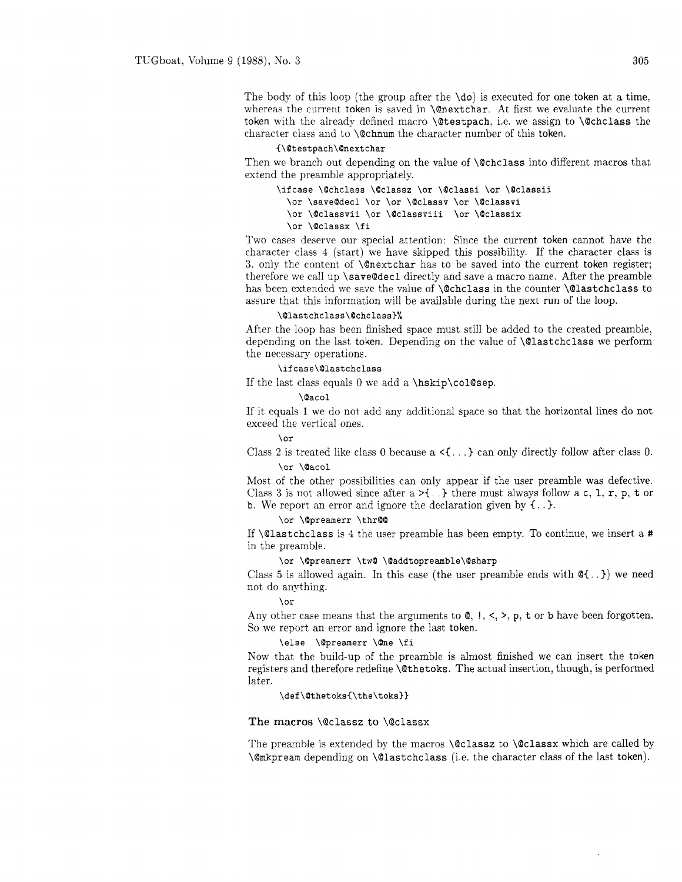The body of this loop (the group after the `\do`) is executed for one `token` at a time, whereas the current `token` is saved in `\@nextchar`. At first we evaluate the current `token` with the already defined macro `\@testpach`, i.e. we assign to `\@chclass` the character class and to `\@chnum` the character number of this `token`.

```
{\@testpach\@nextchar
```

Then we branch out depending on the value of `\@chclass` into different macros that extend the preamble appropriately.

```
\ifcase \@chclass \@classz \or \@classi \or \@classii
  \or \save@decl \or \or \@classv \or \@classvi
  \or \@classvii \or \@classviii  \or \@classix
  \or \@classx \fi
```

Two cases deserve our special attention: Since the current `token` cannot have the character class 4 (start) we have skipped this possibility. If the character class is 3, only the content of `\@nextchar` has to be saved into the current `token` register; therefore we call up `\save@decl` directly and save a macro name. After the preamble has been extended we save the value of `\@chclass` in the counter `\@lastchclass` to assure that this information will be available during the next run of the loop.

```
\@lastchclass\@chclass}%
```

After the loop has been finished space must still be added to the created preamble, depending on the last `token`. Depending on the value of `\@lastchclass` we perform the necessary operations.

```
\ifcase\@lastchclass
```

If the last class equals 0 we add a `\hskip\col@sep`.

```
  \@acol
```

If it equals 1 we do not add any additional space so that the horizontal lines do not exceed the vertical ones.

```
\or
```

Class 2 is treated like class 0 because a `<{...}` can only directly follow after class 0.

```
\or \@acol
```

Most of the other possibilities can only appear if the user preamble was defective. Class 3 is not allowed since after a `>{..}` there must always follow a `c`, `l`, `r`, `p`, `t` or `b`. We report an error and ignore the declaration given by `{..}`.

```
\or \@preamerr \thr@@
```

If `\@lastchclass` is 4 the user preamble has been empty. To continue, we insert a `#` in the preamble.

```
\or \@preamerr \tw@ \@addtopreamble\@sharp
```

Class 5 is allowed again. In this case (the user preamble ends with `@{..}`) we need not do anything.

```
\or
```

Any other case means that the arguments to `@`, `!`, `<`, `>`, `p`, `t` or `b` have been forgotten. So we report an error and ignore the last `token`.

```
\else  \@preamerr \@ne \fi
```

Now that the build-up of the preamble is almost finished we can insert the `token` registers and therefore redefine `\@thetoks`. The actual insertion, though, is performed later.

```
\def\@thetoks{\the\toks}}
```

### The macros `\@classz` to `\@classx`

The preamble is extended by the macros `\@classz` to `\@classx` which are called by `\@mkpream` depending on `\@lastchclass` (i.e. the character class of the last `token`).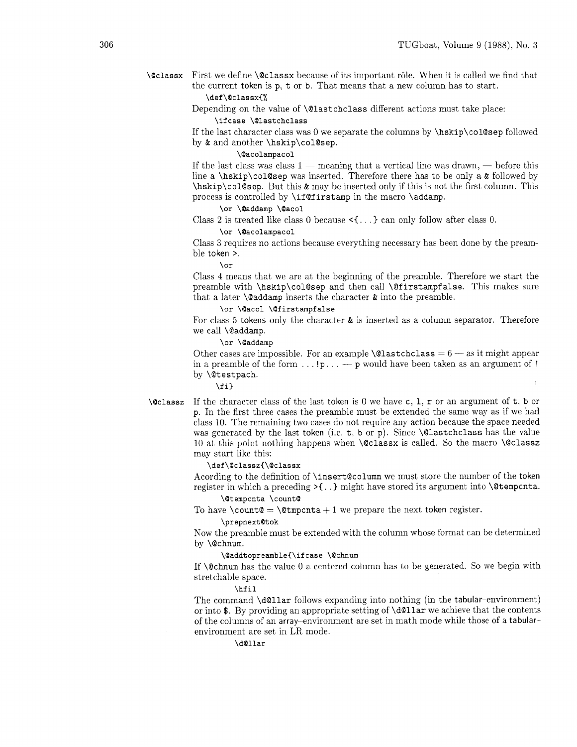**\@classx** First we define \@classx because of its important rôle. When it is called we find that the current token is p, t or b. That means that a new column has to start.

```
\def\@classx{%
```

Depending on the value of \@lastchclass different actions must take place:

```
  \ifcase \@lastchclass
```

If the last character class was 0 we separate the columns by \hskip\col@sep followed by & and another \hskip\col@sep.

```
    \@acolampacol
```

If the last class was class 1 — meaning that a vertical line was drawn, — before this line a \hskip\col@sep was inserted. Therefore there has to be only a & followed by \hskip\col@sep. But this & may be inserted only if this is not the first column. This process is controlled by \if@firstamp in the macro \addamp.

```
  \or \@addamp \@acol
```

Class 2 is treated like class 0 because <{...} can only follow after class 0.

```
  \or \@acolampacol
```

Class 3 requires no actions because everything necessary has been done by the preamble token >.

```
  \or
```

Class 4 means that we are at the beginning of the preamble. Therefore we start the preamble with \hskip\col@sep and then call \@firstampfalse. This makes sure that a later \@addamp inserts the character & into the preamble.

```
  \or \@acol \@firstampfalse
```

For class 5 tokens only the character & is inserted as a column separator. Therefore we call \@addamp.

```
  \or \@addamp
```

Other cases are impossible. For an example \@lastchclass = 6 — as it might appear in a preamble of the form ...!p... — p would have been taken as an argument of ! by \@testpach.

```
  \fi}
```

**\@classz** If the character class of the last token is 0 we have c, l, r or an argument of t, b or p. In the first three cases the preamble must be extended the same way as if we had class 10. The remaining two cases do not require any action because the space needed was generated by the last token (i.e. t, b or p). Since \@lastchclass has the value 10 at this point nothing happens when \@classx is called. So the macro \@classz may start like this:

```
\def\@classz{\@classx
```

Acording to the definition of \insert@column we must store the number of the token register in which a preceding >{..} might have stored its argument into \@tempcnta.

```
  \@tempcnta \count@
```

To have \count@ = \@tmpcnta + 1 we prepare the next token register.

```
  \prepnext@tok
```

Now the preamble must be extended with the column whose format can be determined by \@chnum.

```
  \@addtopreamble{\ifcase \@chnum
```

If \@chnum has the value 0 a centered column has to be generated. So we begin with stretchable space.

```
    \hfil
```

The command \d@llar follows expanding into nothing (in the tabular-environment) or into $. By providing an appropriate setting of \d@llar we achieve that the contents of the columns of an array-environment are set in math mode while those of a tabular-environment are set in LR mode.

```
    \d@llar
```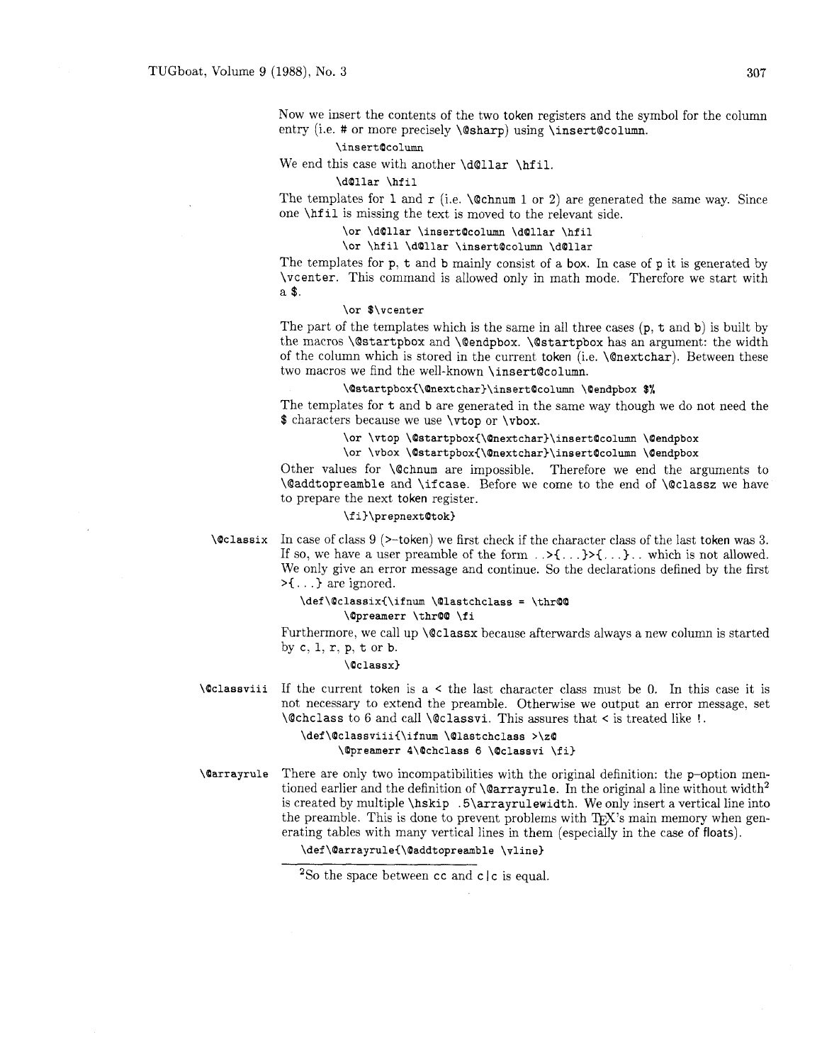Now we insert the contents of the two token registers and the symbol for the column entry (i.e. # or more precisely `\@sharp`) using `\insert@column`.

```
\insert@column
```

We end this case with another `\d@llar \hfil`.

```
\d@llar \hfil
```

The templates for `l` and `r` (i.e. `\@chnum` 1 or 2) are generated the same way. Since one `\hfil` is missing the text is moved to the relevant side.

```
\or \d@llar \insert@column \d@llar \hfil
\or \hfil \d@llar \insert@column \d@llar
```

The templates for `p`, `t` and `b` mainly consist of a box. In case of `p` it is generated by `\vcenter`. This command is allowed only in math mode. Therefore we start with a `$`.

```
\or $\vcenter
```

The part of the templates which is the same in all three cases (`p`, `t` and `b`) is built by the macros `\@startpbox` and `\@endpbox`. `\@startpbox` has an argument: the width of the column which is stored in the current token (i.e. `\@nextchar`). Between these two macros we find the well-known `\insert@column`.

```
\@startpbox{\@nextchar}\insert@column \@endpbox $%
```

The templates for `t` and `b` are generated in the same way though we do not need the `$` characters because we use `\vtop` or `\vbox`.

```
\or \vtop \@startpbox{\@nextchar}\insert@column \@endpbox
\or \vbox \@startpbox{\@nextchar}\insert@column \@endpbox
```

Other values for `\@chnum` are impossible. Therefore we end the arguments to `\@addtopreamble` and `\ifcase`. Before we come to the end of `\@classz` we have to prepare the next token register.

```
\fi}\prepnext@tok}
```

**`\@classix`** In case of class 9 (>–token) we first check if the character class of the last token was 3. If so, we have a user preamble of the form `..>{...}>{...}..` which is not allowed. We only give an error message and continue. So the declarations defined by the first `>{...}` are ignored.

```
\def\@classix{\ifnum \@lastchclass = \thr@@
        \@preamerr \thr@@ \fi
```

Furthermore, we call up `\@classx` because afterwards always a new column is started by `c`, `l`, `r`, `p`, `t` or `b`.

```
\@classx}
```

**`\@classviii`** If the current token is a `<` the last character class must be 0. In this case it is not necessary to extend the preamble. Otherwise we output an error message, set `\@chclass` to 6 and call `\@classvi`. This assures that `<` is treated like `!`.

```
\def\@classviii{\ifnum \@lastchclass >\z@
        \@preamerr 4\@chclass 6 \@classvi \fi}
```

**`\@arrayrule`** There are only two incompatibilities with the original definition: the `p`–option mentioned earlier and the definition of `\@arrayrule`. In the original a line without width[2] is created by multiple `\hskip .5\arrayrulewidth`. We only insert a vertical line into the preamble. This is done to prevent problems with TeX's main memory when generating tables with many vertical lines in them (especially in the case of floats).

```
\def\@arrayrule{\@addtopreamble \vline}
```

---

[2] So the space between `cc` and `c|c` is equal.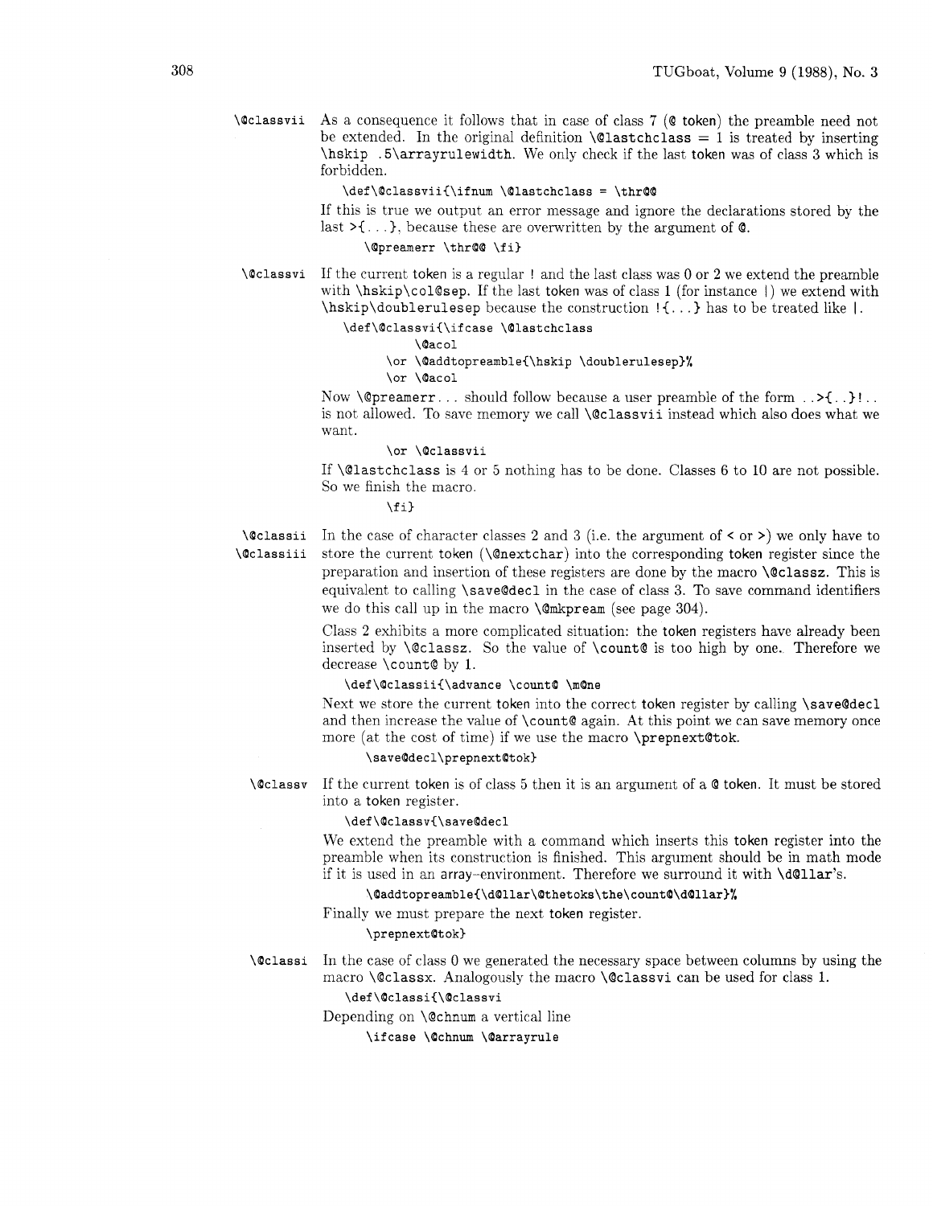**\@classvii** As a consequence it follows that in case of class 7 (@ token) the preamble need not be extended. In the original definition \@lastchclass = 1 is treated by inserting \hskip .5\arrayrulewidth. We only check if the last token was of class 3 which is forbidden.

```
\def\@classvii{\ifnum \@lastchclass = \thr@@
```

If this is true we output an error message and ignore the declarations stored by the last >{...}, because these are overwritten by the argument of @.

```
    \@preamerr \thr@@ \fi}
```

**\@classvi** If the current token is a regular ! and the last class was 0 or 2 we extend the preamble with \hskip\col@sep. If the last token was of class 1 (for instance |) we extend with \hskip\doublerulesep because the construction !{...} has to be treated like |.

```
\def\@classvi{\ifcase \@lastchclass
         \@acol
      \or \@addtopreamble{\hskip \doublerulesep}%
      \or \@acol
```

Now \@preamerr... should follow because a user preamble of the form ..>{..}!.. is not allowed. To save memory we call \@classvii instead which also does what we want.

```
      \or \@classvii
```

If \@lastchclass is 4 or 5 nothing has to be done. Classes 6 to 10 are not possible. So we finish the macro.

```
      \fi}
```

**\@classii** **\@classiii** In the case of character classes 2 and 3 (i.e. the argument of < or >) we only have to store the current token (\@nextchar) into the corresponding token register since the preparation and insertion of these registers are done by the macro \@classz. This is equivalent to calling \save@decl in the case of class 3. To save command identifiers we do this call up in the macro \@mkpream (see page 304).

Class 2 exhibits a more complicated situation: the token registers have already been inserted by \@classz. So the value of \count@ is too high by one. Therefore we decrease \count@ by 1.

```
\def\@classii{\advance \count@ \m@ne
```

Next we store the current token into the correct token register by calling \save@decl and then increase the value of \count@ again. At this point we can save memory once more (at the cost of time) if we use the macro \prepnext@tok.

```
    \save@decl\prepnext@tok}
```

**\@classv** If the current token is of class 5 then it is an argument of a @ token. It must be stored into a token register.

```
\def\@classv{\save@decl
```

We extend the preamble with a command which inserts this token register into the preamble when its construction is finished. This argument should be in math mode if it is used in an array-environment. Therefore we surround it with \d@llar's.

```
    \@addtopreamble{\d@llar\@thetoks\the\count@\d@llar}%
```

Finally we must prepare the next token register.

```
    \prepnext@tok}
```

**\@classi** In the case of class 0 we generated the necessary space between columns by using the macro \@classx. Analogously the macro \@classvi can be used for class 1.

```
\def\@classi{\@classvi
```

Depending on \@chnum a vertical line

```
    \ifcase \@chnum \@arrayrule
```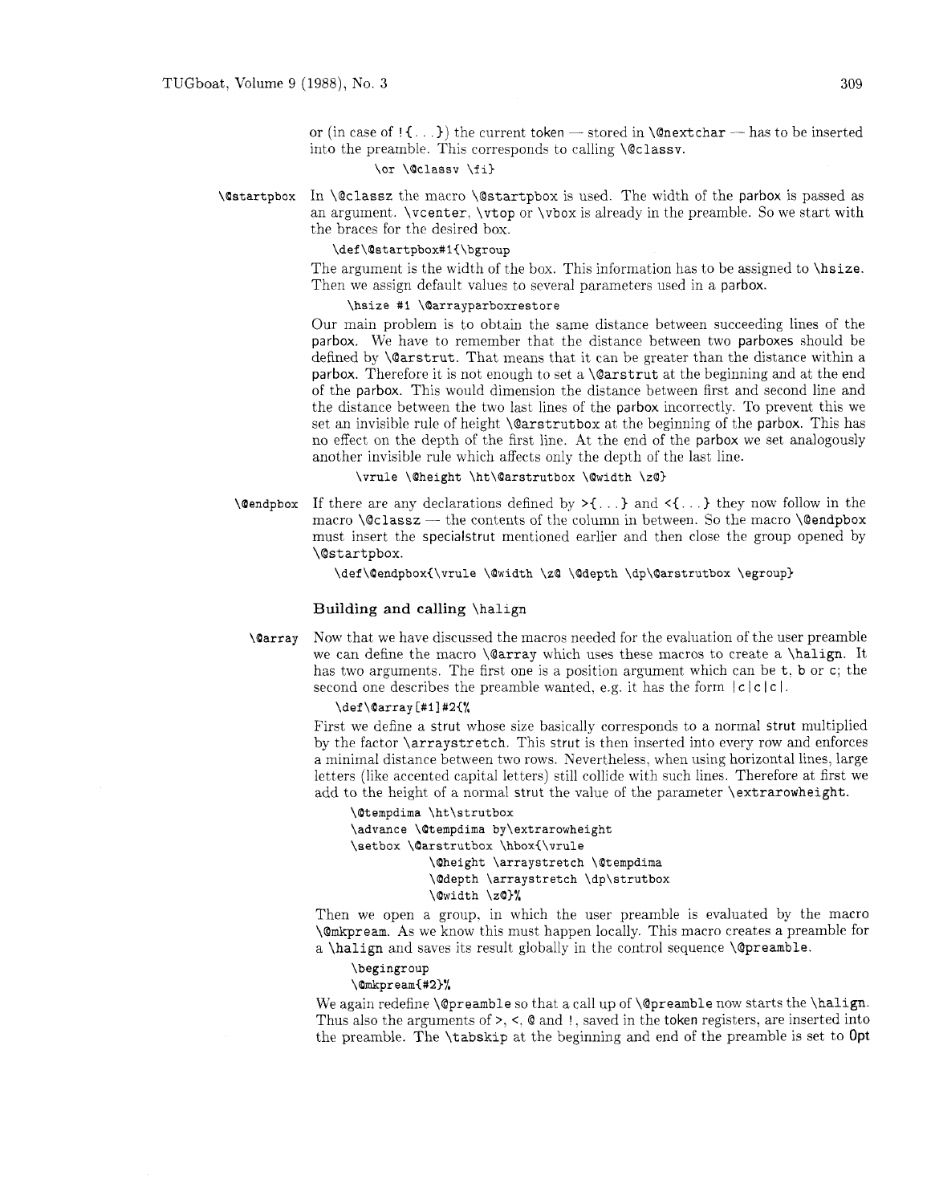or (in case of `!{...}`) the current token — stored in `\@nextchar` — has to be inserted into the preamble. This corresponds to calling `\@classv`.

```
\or \@classv \fi}
```

**`\@startpbox`** In `\@classz` the macro `\@startpbox` is used. The width of the parbox is passed as an argument. `\vcenter`, `\vtop` or `\vbox` is already in the preamble. So we start with the braces for the desired box.

```
\def\@startpbox#1{\bgroup
```

The argument is the width of the box. This information has to be assigned to `\hsize`. Then we assign default values to several parameters used in a parbox.

```
\hsize #1 \@arrayparboxrestore
```

Our main problem is to obtain the same distance between succeeding lines of the parbox. We have to remember that the distance between two parboxes should be defined by `\@arstrut`. That means that it can be greater than the distance within a parbox. Therefore it is not enough to set a `\@arstrut` at the beginning and at the end of the parbox. This would dimension the distance between first and second line and the distance between the two last lines of the parbox incorrectly. To prevent this we set an invisible rule of height `\@arstrutbox` at the beginning of the parbox. This has no effect on the depth of the first line. At the end of the parbox we set analogously another invisible rule which affects only the depth of the last line.

```
\vrule \@height \ht\@arstrutbox \@width \z@}
```

**`\@endpbox`** If there are any declarations defined by `>{...}` and `<{...}` they now follow in the macro `\@classz` — the contents of the column in between. So the macro `\@endpbox` must insert the specialstrut mentioned earlier and then close the group opened by `\@startpbox`.

```
\def\@endpbox{\vrule \@width \z@ \@depth \dp\@arstrutbox \egroup}
```

### Building and calling `\halign`

**`\@array`** Now that we have discussed the macros needed for the evaluation of the user preamble we can define the macro `\@array` which uses these macros to create a `\halign`. It has two arguments. The first one is a position argument which can be `t`, `b` or `c`; the second one describes the preamble wanted, e.g. it has the form `|c|c|c|`.

```
\def\@array[#1]#2{%
```

First we define a strut whose size basically corresponds to a normal strut multiplied by the factor `\arraystretch`. This strut is then inserted into every row and enforces a minimal distance between two rows. Nevertheless, when using horizontal lines, large letters (like accented capital letters) still collide with such lines. Therefore at first we add to the height of a normal strut the value of the parameter `\extrarowheight`.

```
\@tempdima \ht\strutbox
\advance \@tempdima by\extrarowheight
\setbox \@arstrutbox \hbox{\vrule
           \@height \arraystretch \@tempdima
           \@depth \arraystretch \dp\strutbox
           \@width \z@}%
```

Then we open a group, in which the user preamble is evaluated by the macro `\@mkpream`. As we know this must happen locally. This macro creates a preamble for a `\halign` and saves its result globally in the control sequence `\@preamble`.

```
\begingroup
\@mkpream{#2}%
```

We again redefine `\@preamble` so that a call up of `\@preamble` now starts the `\halign`. Thus also the arguments of `>`, `<`, `@` and `!`, saved in the token registers, are inserted into the preamble. The `\tabskip` at the beginning and end of the preamble is set to **0pt**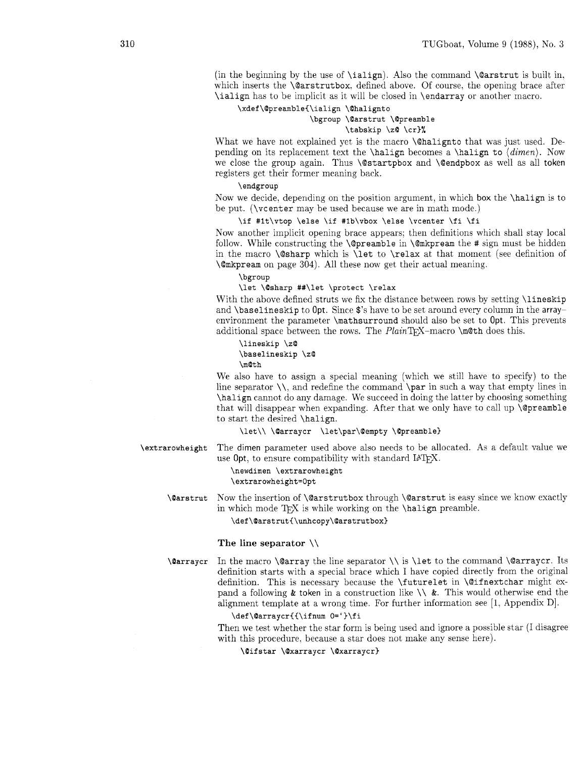(in the beginning by the use of \ialign). Also the command \@arstrut is built in, which inserts the \@arstrutbox, defined above. Of course, the opening brace after \ialign has to be implicit as it will be closed in \endarray or another macro.

```
\xdef\@preamble{\ialign \@halignto
               \bgroup \@arstrut \@preamble
                       \tabskip \z@ \cr}%
```

What we have not explained yet is the macro \@halignto that was just used. Depending on its replacement text the \halign becomes a \halign to ⟨*dimen*⟩. Now we close the group again. Thus \@startpbox and \@endpbox as well as all token registers get their former meaning back.

```
\endgroup
```

Now we decide, depending on the position argument, in which box the \halign is to be put. (\vcenter may be used because we are in math mode.)

```
\if #1t\vtop \else \if #1b\vbox \else \vcenter \fi \fi
```

Now another implicit opening brace appears; then definitions which shall stay local follow. While constructing the \@preamble in \@mkpream the # sign must be hidden in the macro \@sharp which is \let to \relax at that moment (see definition of \@mkpream on page 304). All these now get their actual meaning.

```
\bgroup
\let \@sharp ##\let \protect \relax
```

With the above defined struts we fix the distance between rows by setting \lineskip and \baselineskip to 0pt. Since $'s have to be set around every column in the array–environment the parameter \mathsurround should also be set to 0pt. This prevents additional space between the rows. The *Plain*TeX–macro \m@th does this.

```
\lineskip \z@
\baselineskip \z@
\m@th
```

We also have to assign a special meaning (which we still have to specify) to the line separator \\, and redefine the command \par in such a way that empty lines in \halign cannot do any damage. We succeed in doing the latter by choosing something that will disappear when expanding. After that we only have to call up \@preamble to start the desired \halign.

```
\let\\ \@arraycr  \let\par\@empty \@preamble}
```

**\extrarowheight** The dimen parameter used above also needs to be allocated. As a default value we use 0pt, to ensure compatibility with standard LaTeX.

```
\newdimen \extrarowheight
\extrarowheight=0pt
```

**\@arstrut** Now the insertion of \@arstrutbox through \@arstrut is easy since we know exactly in which mode TeX is while working on the \halign preamble.

```
\def\@arstrut{\unhcopy\@arstrutbox}
```

### The line separator \\

**\@arraycr** In the macro \@array the line separator \\ is \let to the command \@arraycr. Its definition starts with a special brace which I have copied directly from the original definition. This is necessary because the \futurelet in \@ifnextchar might expand a following & token in a construction like \\ &. This would otherwise end the alignment template at a wrong time. For further information see [1, Appendix D].

```
\def\@arraycr{{\ifnum 0=`}\fi
```

Then we test whether the star form is being used and ignore a possible star (I disagree with this procedure, because a star does not make any sense here).

```
\@ifstar \@xarraycr \@xarraycr}
```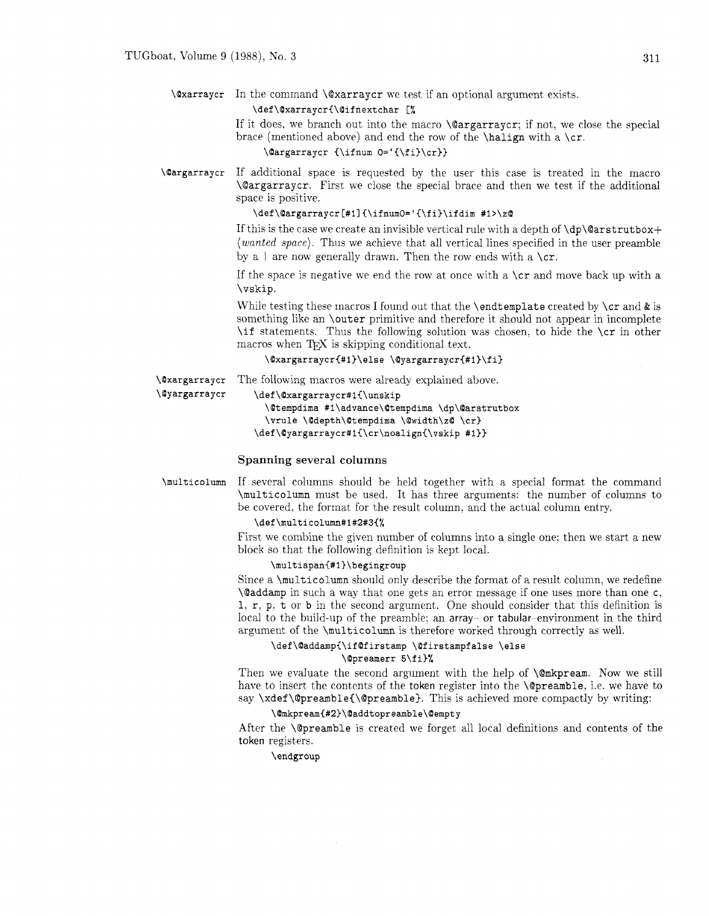`\@xarraycr` In the command `\@xarraycr` we test if an optional argument exists.

```
\def\@xarraycr{\@ifnextchar [%
```

If it does, we branch out into the macro `\@argarraycr`; if not, we close the special brace (mentioned above) and end the row of the `\halign` with a `\cr`.

```
    \@argarraycr {\ifnum 0='{\fi}\cr}}
```

`\@argarraycr` If additional space is requested by the user this case is treated in the macro `\@argarraycr`. First we close the special brace and then we test if the additional space is positive.

```
\def\@argarraycr[#1]{\ifnum0='{\fi}\ifdim #1>\z@
```

If this is the case we create an invisible vertical rule with a depth of `\dp\@arstrutbox`+ ⟨*wanted space*⟩. Thus we achieve that all vertical lines specified in the user preamble by a | are now generally drawn. Then the row ends with a `\cr`.

If the space is negative we end the row at once with a `\cr` and move back up with a `\vskip`.

While testing these macros I found out that the `\endtemplate` created by `\cr` and `&` is something like an `\outer` primitive and therefore it should not appear in incomplete `\if` statements. Thus the following solution was chosen, to hide the `\cr` in other macros when TeX is skipping conditional text.

```
    \@xargarraycr{#1}\else \@yargarraycr{#1}\fi}
```

`\@xargarraycr` `\@yargarraycr` The following macros were already explained above.

```
\def\@xargarraycr#1{\unskip
  \@tempdima #1\advance\@tempdima \dp\@arstrutbox
  \vrule \@depth\@tempdima \@width\z@ \cr}
\def\@yargarraycr#1{\cr\noalign{\vskip #1}}
```

### Spanning several columns

`\multicolumn` If several columns should be held together with a special format the command `\multicolumn` must be used. It has three arguments: the number of columns to be covered, the format for the result column, and the actual column entry.

```
\def\multicolumn#1#2#3{%
```

First we combine the given number of columns into a single one; then we start a new block so that the following definition is kept local.

```
    \multispan{#1}\begingroup
```

Since a `\multicolumn` should only describe the format of a result column, we redefine `\@addamp` in such a way that one gets an error message if one uses more than one `c`, `l`, `r`, `p`, `t` or `b` in the second argument. One should consider that this definition is local to the build-up of the preamble; an array– or tabular–environment in the third argument of the `\multicolumn` is therefore worked through correctly as well.

```
    \def\@addamp{\if@firstamp \@firstampfalse \else
                 \@preamerr 5\fi}%
```

Then we evaluate the second argument with the help of `\@mkpream`. Now we still have to insert the contents of the token register into the `\@preamble`, i.e. we have to say `\xdef\@preamble{\@preamble}`. This is achieved more compactly by writing:

```
    \@mkpream{#2}\@addtopreamble\@empty
```

After the `\@preamble` is created we forget all local definitions and contents of the token registers.

```
    \endgroup
```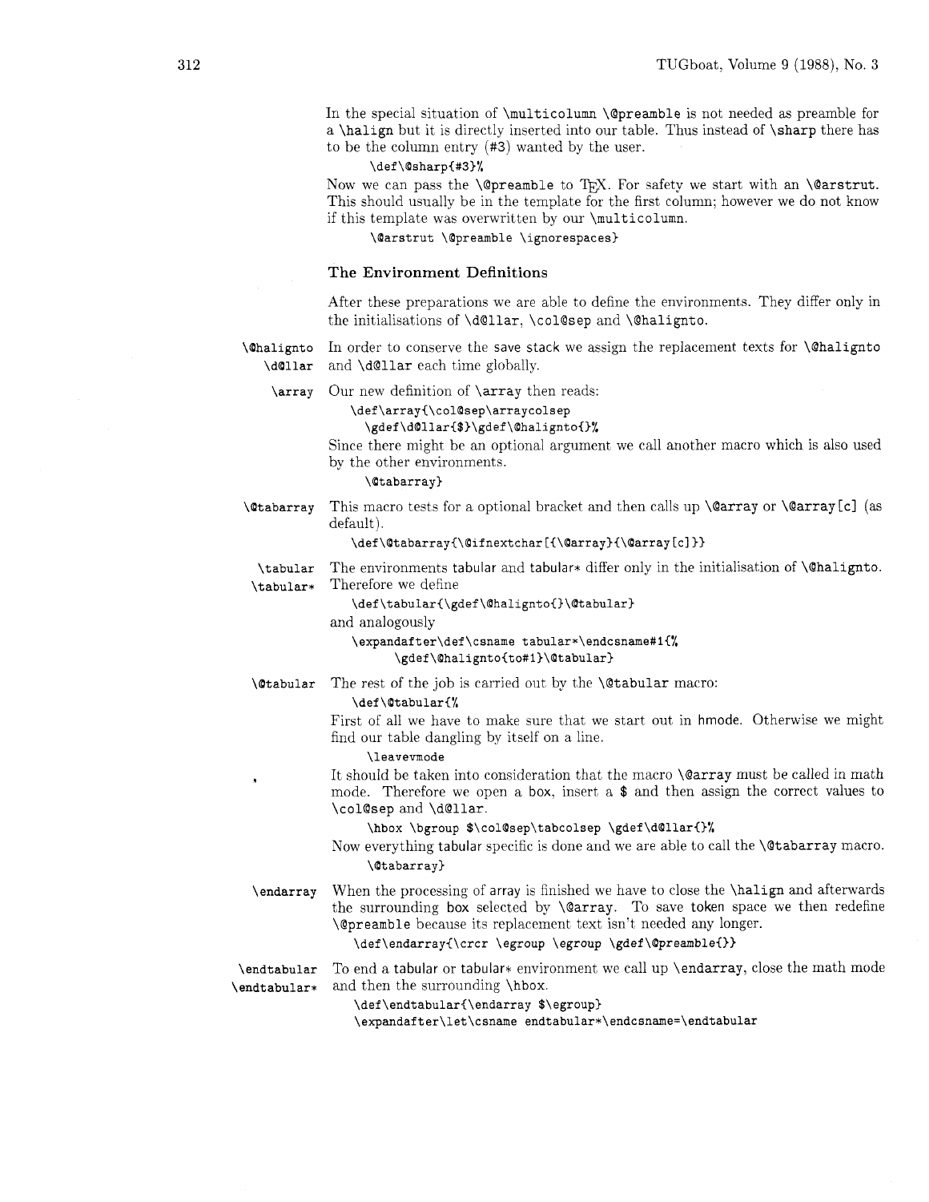In the special situation of `\multicolumn` `\@preamble` is not needed as preamble for a `\halign` but it is directly inserted into our table. Thus instead of `\sharp` there has to be the column entry (#3) wanted by the user.

```
\def\@sharp{#3}%
```

Now we can pass the `\@preamble` to TeX. For safety we start with an `\@arstrut`. This should usually be in the template for the first column; however we do not know if this template was overwritten by our `\multicolumn`.

```
\@arstrut \@preamble \ignorespaces}
```

### The Environment Definitions

After these preparations we are able to define the environments. They differ only in the initialisations of `\d@llar`, `\col@sep` and `\@halignto`.

**`\@halignto` `\d@llar`** In order to conserve the save stack we assign the replacement texts for `\@halignto` and `\d@llar` each time globally.

**`\array`** Our new definition of `\array` then reads:

```
\def\array{\col@sep\arraycolsep
  \gdef\d@llar{$}\gdef\@halignto{}%
```

Since there might be an optional argument we call another macro which is also used by the other environments.

```
\@tabarray}
```

**`\@tabarray`** This macro tests for a optional bracket and then calls up `\@array` or `\@array[c]` (as default).

```
\def\@tabarray{\@ifnextchar[{\@array}{\@array[c]}}
```

**`\tabular` `\tabular*`** The environments tabular and tabular* differ only in the initialisation of `\@halignto`. Therefore we define

```
\def\tabular{\gdef\@halignto{}\@tabular}
```

and analogously

```
\expandafter\def\csname tabular*\endcsname#1{%
      \gdef\@halignto{to#1}\@tabular}
```

**`\@tabular`** The rest of the job is carried out by the `\@tabular` macro:

```
\def\@tabular{%
```

First of all we have to make sure that we start out in hmode. Otherwise we might find our table dangling by itself on a line.

```
\leavevmode
```

It should be taken into consideration that the macro `\@array` must be called in math mode. Therefore we open a box, insert a $ and then assign the correct values to `\col@sep` and `\d@llar`.

```
\hbox \bgroup $\col@sep\tabcolsep \gdef\d@llar{}%
```

Now everything tabular specific is done and we are able to call the `\@tabarray` macro.

```
\@tabarray}
```

**`\endarray`** When the processing of array is finished we have to close the `\halign` and afterwards the surrounding box selected by `\@array`. To save token space we then redefine `\@preamble` because its replacement text isn't needed any longer.

```
\def\endarray{\crcr \egroup \egroup \gdef\@preamble{}}
```

**`\endtabular` `\endtabular*`** To end a tabular or tabular* environment we call up `\endarray`, close the math mode and then the surrounding `\hbox`.

```
\def\endtabular{\endarray $\egroup}
\expandafter\let\csname endtabular*\endcsname=\endtabular
```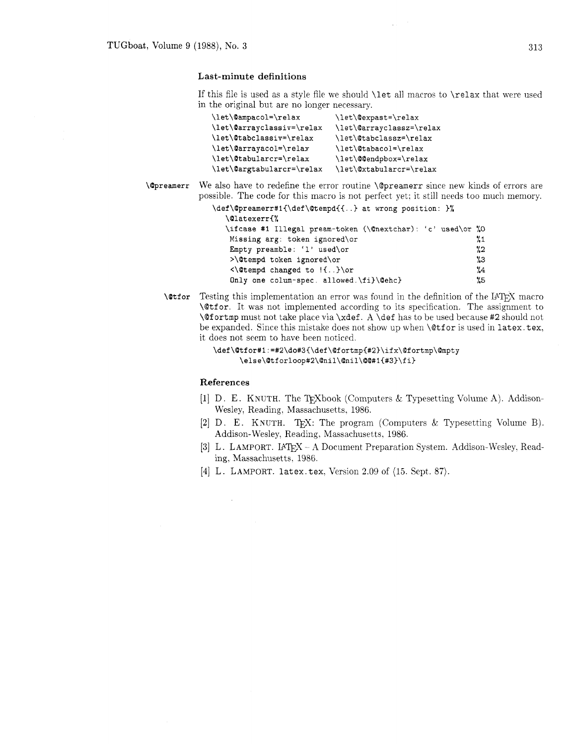### Last-minute definitions

If this file is used as a style file we should `\let` all macros to `\relax` that were used in the original but are no longer necessary.

```
\let\@ampacol=\relax           \let\@expast=\relax
\let\@arrayclassiv=\relax      \let\@arrayclassz=\relax
\let\@tabclassiv=\relax        \let\@tabclassz=\relax
\let\@arrayacol=\relax         \let\@tabacol=\relax
\let\@tabularcr=\relax         \let\@@endpbox=\relax
\let\@argtabularcr=\relax      \let\@xtabularcr=\relax
```

`\@preamerr` We also have to redefine the error routine `\@preamerr` since new kinds of errors are possible. The code for this macro is not perfect yet; it still needs too much memory.

```
\def\@preamerr#1{\def\@tempd{{..} at wrong position: }%
   \@latexerr{%
   \ifcase #1 Illegal pream-token (\@nextchar): `c' used\or %0
    Missing arg: token ignored\or                          %1
    Empty preamble: `l' used\or                            %2
    >\@tempd token ignored\or                              %3
    <\@tempd changed to !{..}\or                           %4
    Only one colum-spec. allowed.\fi}\@ehc}                %5
```

`\@tfor` Testing this implementation an error was found in the definition of the LaTeX macro `\@tfor`. It was not implemented according to its specification. The assignment to `\@fortmp` must not take place via `\xdef`. A `\def` has to be used because `#2` should not be expanded. Since this mistake does not show up when `\@tfor` is used in `latex.tex`, it does not seem to have been noticed.

```
\def\@tfor#1:=#2\do#3{\def\@fortmp{#2}\ifx\@fortmp\@mpty
     \else\@tforloop#2\@nil\@nil\@@#1{#3}\fi}
```

### References

[1] D. E. Knuth. The TeXbook (Computers & Typesetting Volume A). Addison-Wesley, Reading, Massachusetts, 1986.

[2] D. E. Knuth. TeX: The program (Computers & Typesetting Volume B). Addison-Wesley, Reading, Massachusetts, 1986.

[3] L. Lamport. LaTeX – A Document Preparation System. Addison-Wesley, Reading, Massachusetts, 1986.

[4] L. Lamport. `latex.tex`, Version 2.09 of ⟨15. Sept. 87⟩.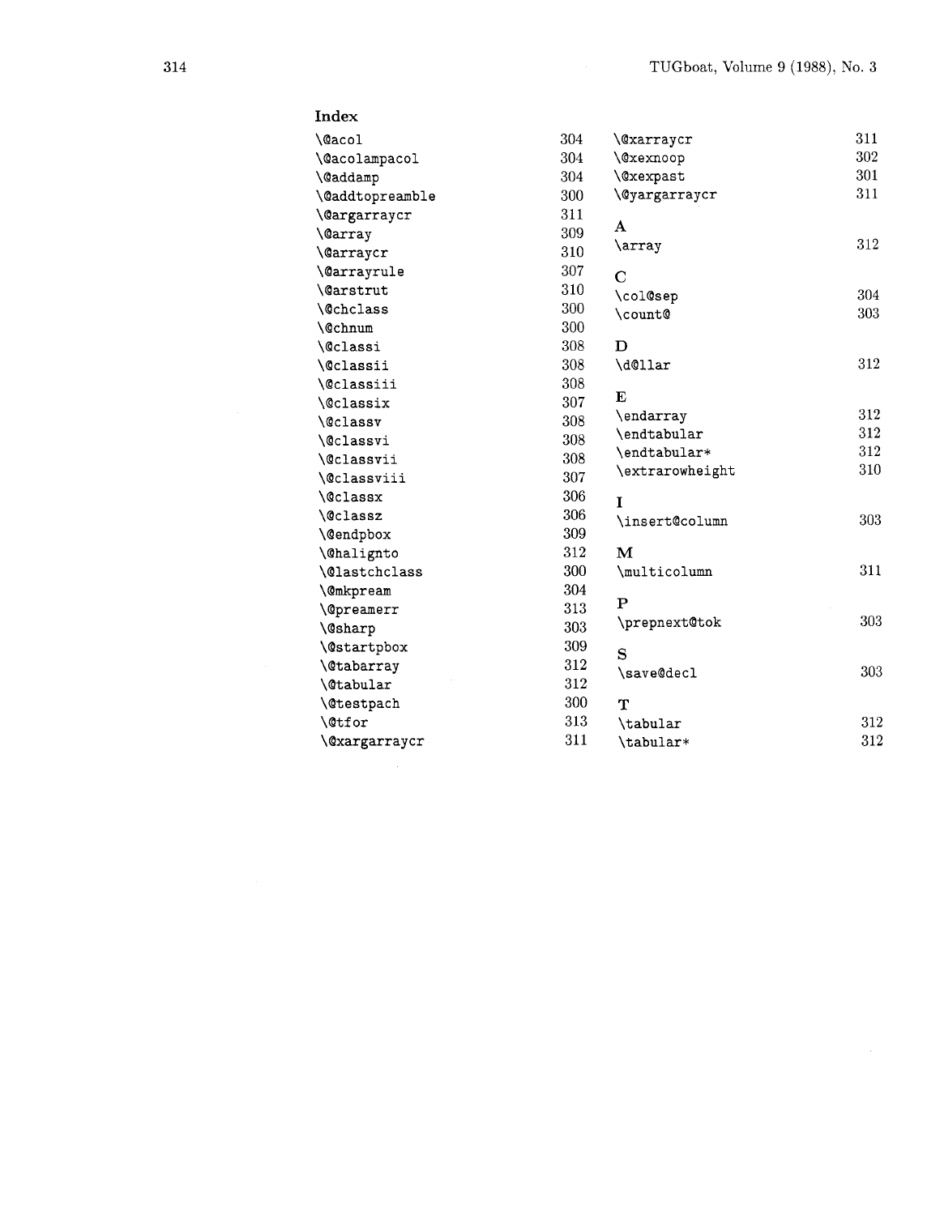## Index

| | |
|---|---|
| \@acol | 304 |
| \@acolampacol | 304 |
| \@addamp | 304 |
| \@addtopreamble | 300 |
| \@argarraycr | 311 |
| \@array | 309 |
| \@arraycr | 310 |
| \@arrayrule | 307 |
| \@arstrut | 310 |
| \@chclass | 300 |
| \@chnum | 300 |
| \@classi | 308 |
| \@classii | 308 |
| \@classiii | 308 |
| \@classix | 307 |
| \@classv | 308 |
| \@classvi | 308 |
| \@classvii | 308 |
| \@classviii | 307 |
| \@classx | 306 |
| \@classz | 306 |
| \@endpbox | 309 |
| \@halignto | 312 |
| \@lastchclass | 300 |
| \@mkpream | 304 |
| \@preamerr | 313 |
| \@sharp | 303 |
| \@startpbox | 309 |
| \@tabarray | 312 |
| \@tabular | 312 |
| \@testpach | 300 |
| \@tfor | 313 |
| \@xargarraycr | 311 |
| \@xarraycr | 311 |
| \@xexnoop | 302 |
| \@xexpast | 301 |
| \@yargarraycr | 311 |

**A**

| | |
|---|---|
| \array | 312 |

**C**

| | |
|---|---|
| \col@sep | 304 |
| \count@ | 303 |

**D**

| | |
|---|---|
| \d@llar | 312 |

**E**

| | |
|---|---|
| \endarray | 312 |
| \endtabular | 312 |
| \endtabular* | 312 |
| \extrarowheight | 310 |

**I**

| | |
|---|---|
| \insert@column | 303 |

**M**

| | |
|---|---|
| \multicolumn | 311 |

**P**

| | |
|---|---|
| \prepnext@tok | 303 |

**S**

| | |
|---|---|
| \save@decl | 303 |

**T**

| | |
|---|---|
| \tabular | 312 |
| \tabular* | 312 |